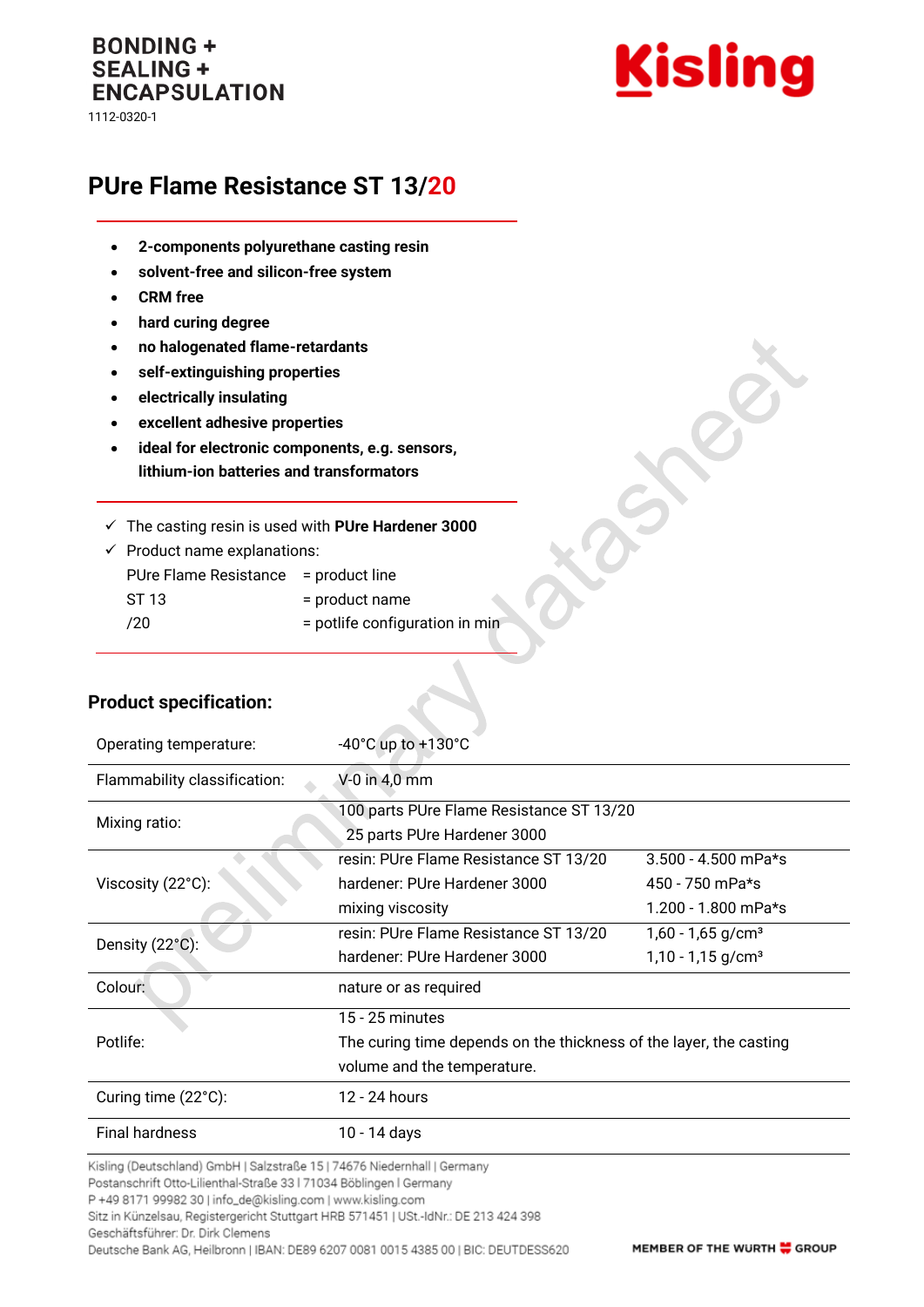BONDING +
SEALING +
ENCAPSULATION

1112-0320-1

Kisling

# PUre Flame Resistance ST 13/20

- **2-components polyurethane casting resin**
- **solvent-free and silicon-free system**
- **CRM free**
- **hard curing degree**
- **no halogenated flame-retardants**
- **self-extinguishing properties**
- **electrically insulating**
- **excellent adhesive properties**
- **ideal for electronic components, e.g. sensors, lithium-ion batteries and transformators**

---

- ✓ The casting resin is used with **PUre Hardener 3000**
- ✓ Product name explanations:

| | |
|---|---|
| PUre Flame Resistance | = product line |
| ST 13 | = product name |
| /20 | = potlife configuration in min |

## Product specification:

| | | |
|---|---|---|
| Operating temperature: | -40°C up to +130°C | |
| Flammability classification: | V-0 in 4,0 mm | |
| Mixing ratio: | 100 parts PUre Flame Resistance ST 13/20<br>25 parts PUre Hardener 3000 | |
| Viscosity (22°C): | resin: PUre Flame Resistance ST 13/20<br>hardener: PUre Hardener 3000<br>mixing viscosity | 3.500 - 4.500 mPa*s<br>450 - 750 mPa*s<br>1.200 - 1.800 mPa*s |
| Density (22°C): | resin: PUre Flame Resistance ST 13/20<br>hardener: PUre Hardener 3000 | 1,60 - 1,65 g/cm³<br>1,10 - 1,15 g/cm³ |
| Colour: | nature or as required | |
| Potlife: | 15 - 25 minutes<br>The curing time depends on the thickness of the layer, the casting volume and the temperature. | |
| Curing time (22°C): | 12 - 24 hours | |
| Final hardness | 10 - 14 days | |

Kisling (Deutschland) GmbH | Salzstraße 15 | 74676 Niedernhall | Germany
Postanschrift Otto-Lilienthal-Straße 33 | 71034 Böblingen | Germany
P +49 8171 99982 30 | info_de@kisling.com | www.kisling.com
Sitz in Künzelsau, Registergericht Stuttgart HRB 571451 | USt.-IdNr.: DE 213 424 398
Geschäftsführer: Dr. Dirk Clemens
Deutsche Bank AG, Heilbronn | IBAN: DE89 6207 0081 0015 4385 00 | BIC: DEUTDESS620

MEMBER OF THE WURTH GROUP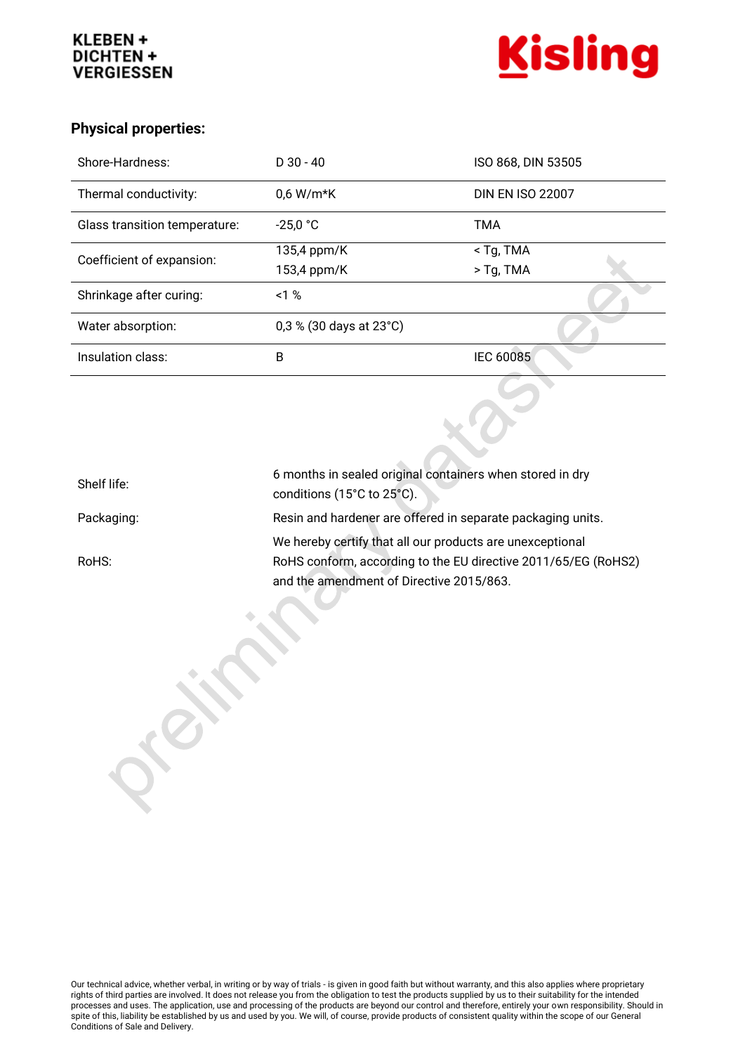## Physical properties:

| | | |
|---|---|---|
| Shore-Hardness: | D 30 - 40 | ISO 868, DIN 53505 |
| Thermal conductivity: | 0,6 W/m*K | DIN EN ISO 22007 |
| Glass transition temperature: | -25,0 °C | TMA |
| Coefficient of expansion: | 135,4 ppm/K<br>153,4 ppm/K | < Tg, TMA<br>> Tg, TMA |
| Shrinkage after curing: | <1 % | |
| Water absorption: | 0,3 % (30 days at 23°C) | |
| Insulation class: | B | IEC 60085 |

| | |
|---|---|
| Shelf life: | 6 months in sealed original containers when stored in dry conditions (15°C to 25°C). |
| Packaging: | Resin and hardener are offered in separate packaging units. |
| RoHS: | We hereby certify that all our products are unexceptional RoHS conform, according to the EU directive 2011/65/EG (RoHS2) and the amendment of Directive 2015/863. |

Our technical advice, whether verbal, in writing or by way of trials - is given in good faith but without warranty, and this also applies where proprietary rights of third parties are involved. It does not release you from the obligation to test the products supplied by us to their suitability for the intended processes and uses. The application, use and processing of the products are beyond our control and therefore, entirely your own responsibility. Should in spite of this, liability be established by us and used by you. We will, of course, provide products of consistent quality within the scope of our General Conditions of Sale and Delivery.